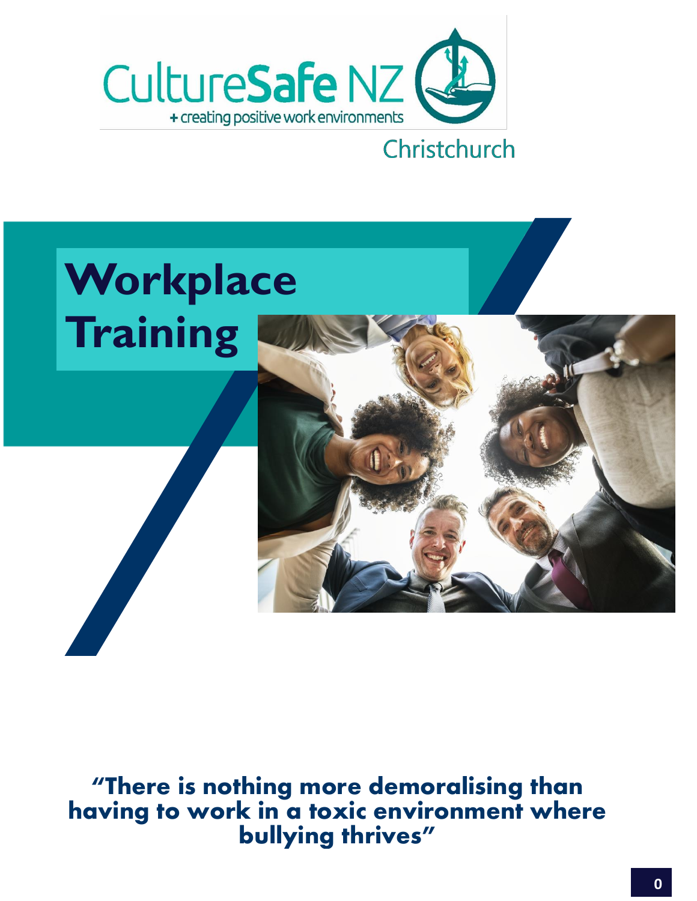CultureSafe NZ

+ creating positive work environments

Christchurch

# Workplace Training

**"There is nothing more demoralising than having to work in a toxic environment where bullying thrives"**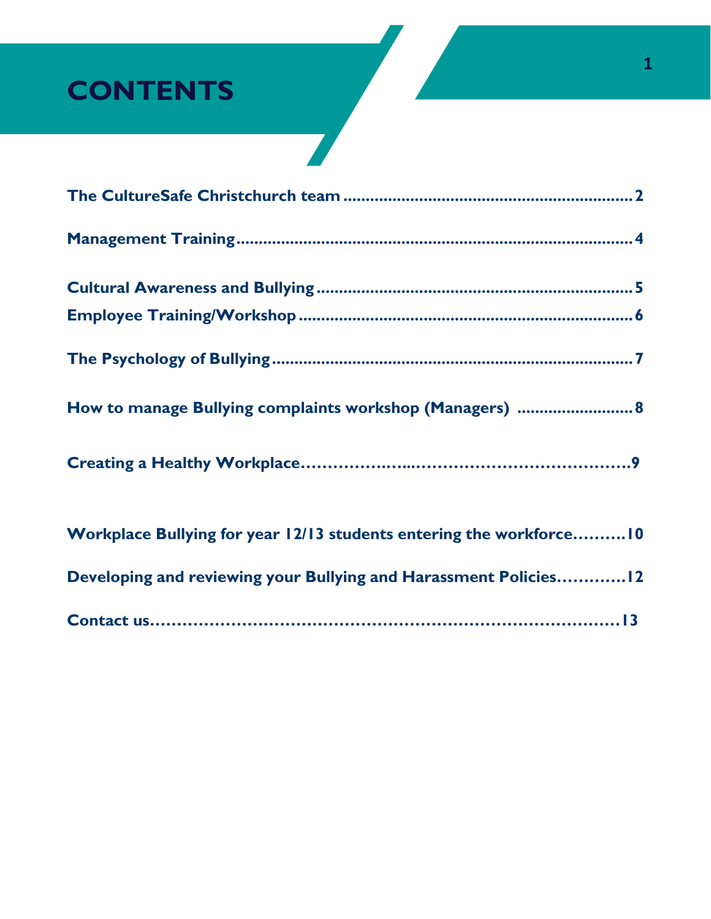# CONTENTS

The CultureSafe Christchurch team ........................................................................ 2

Management Training ........................................................................................ 4

Cultural Awareness and Bullying ........................................................................ 5

Employee Training/Workshop ............................................................................ 6

The Psychology of Bullying ................................................................................ 7

How to manage Bullying complaints workshop (Managers) .......................... 8

Creating a Healthy Workplace………………..…………………………………9

Workplace Bullying for year 12/13 students entering the workforce……….10

Developing and reviewing your Bullying and Harassment Policies…………12

Contact us………………………………………………………………………13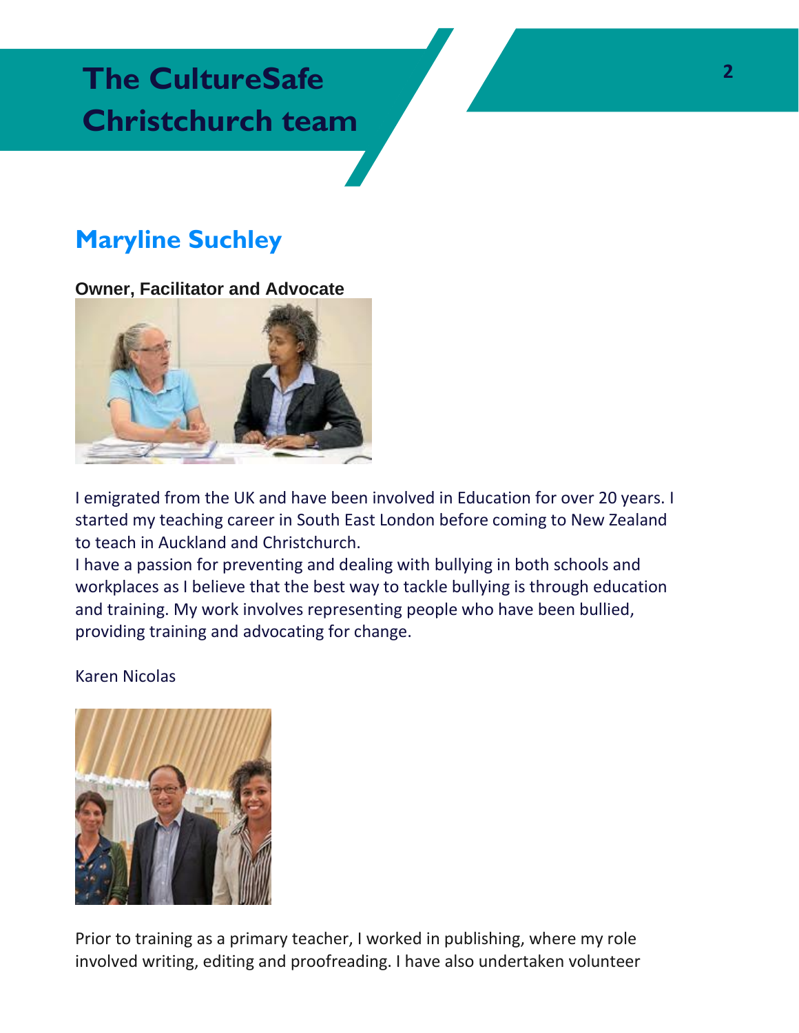# The CultureSafe Christchurch team

## Maryline Suchley

**Owner, Facilitator and Advocate**

I emigrated from the UK and have been involved in Education for over 20 years. I started my teaching career in South East London before coming to New Zealand to teach in Auckland and Christchurch.

I have a passion for preventing and dealing with bullying in both schools and workplaces as I believe that the best way to tackle bullying is through education and training. My work involves representing people who have been bullied, providing training and advocating for change.

Karen Nicolas

Prior to training as a primary teacher, I worked in publishing, where my role involved writing, editing and proofreading. I have also undertaken volunteer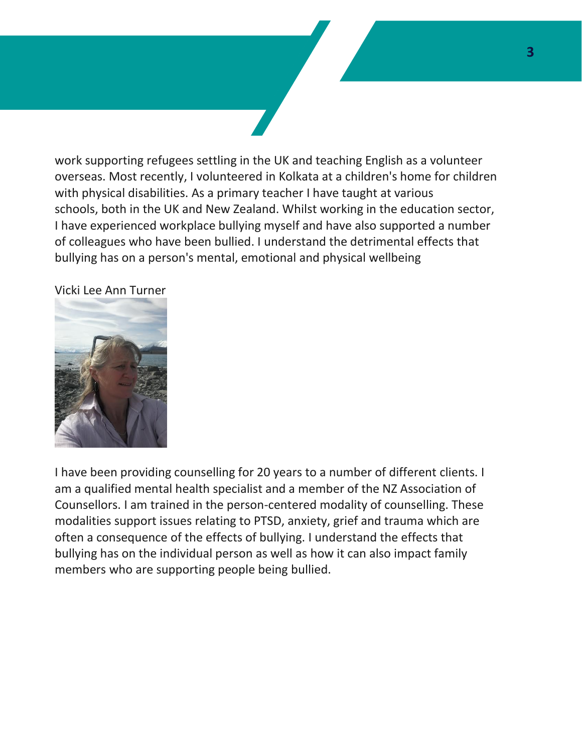work supporting refugees settling in the UK and teaching English as a volunteer overseas. Most recently, I volunteered in Kolkata at a children's home for children with physical disabilities. As a primary teacher I have taught at various schools, both in the UK and New Zealand. Whilst working in the education sector, I have experienced workplace bullying myself and have also supported a number of colleagues who have been bullied. I understand the detrimental effects that bullying has on a person's mental, emotional and physical wellbeing

Vicki Lee Ann Turner

I have been providing counselling for 20 years to a number of different clients. I am a qualified mental health specialist and a member of the NZ Association of Counsellors. I am trained in the person-centered modality of counselling. These modalities support issues relating to PTSD, anxiety, grief and trauma which are often a consequence of the effects of bullying. I understand the effects that bullying has on the individual person as well as how it can also impact family members who are supporting people being bullied.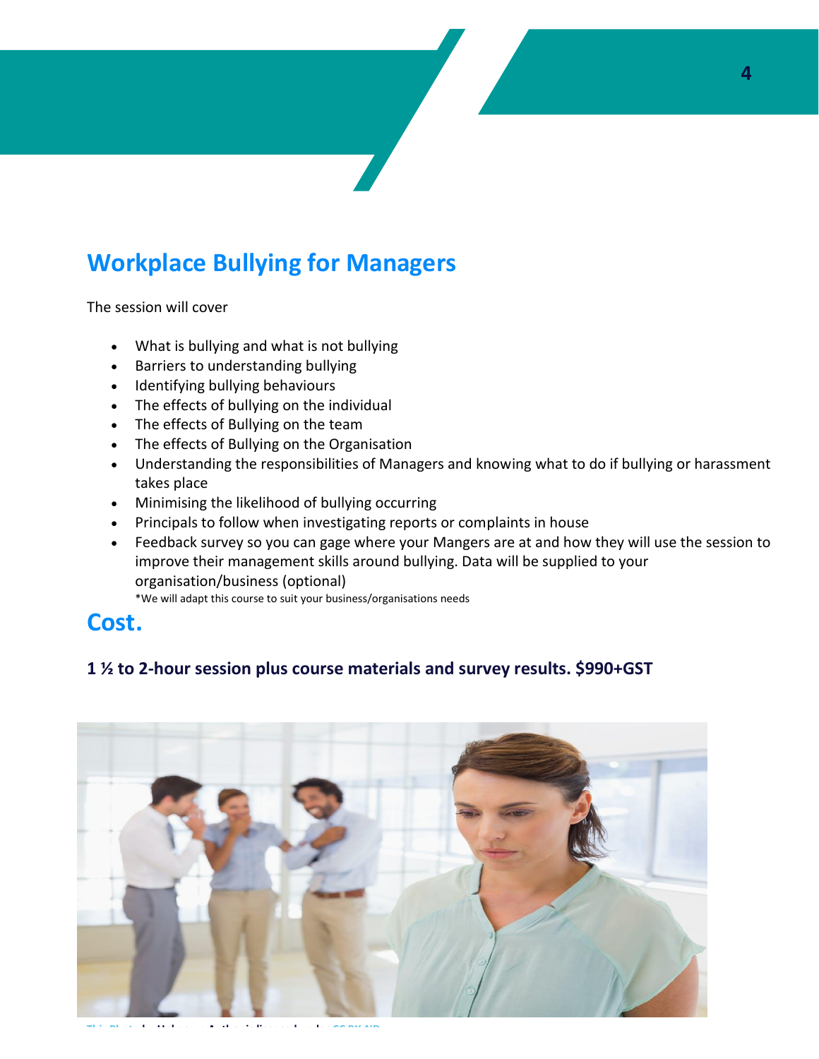## Workplace Bullying for Managers

The session will cover

- What is bullying and what is not bullying
- Barriers to understanding bullying
- Identifying bullying behaviours
- The effects of bullying on the individual
- The effects of Bullying on the team
- The effects of Bullying on the Organisation
- Understanding the responsibilities of Managers and knowing what to do if bullying or harassment takes place
- Minimising the likelihood of bullying occurring
- Principals to follow when investigating reports or complaints in house
- Feedback survey so you can gage where your Mangers are at and how they will use the session to improve their management skills around bullying. Data will be supplied to your organisation/business (optional)

*We will adapt this course to suit your business/organisations needs

## Cost.

### 1 ½ to 2-hour session plus course materials and survey results. $990+GST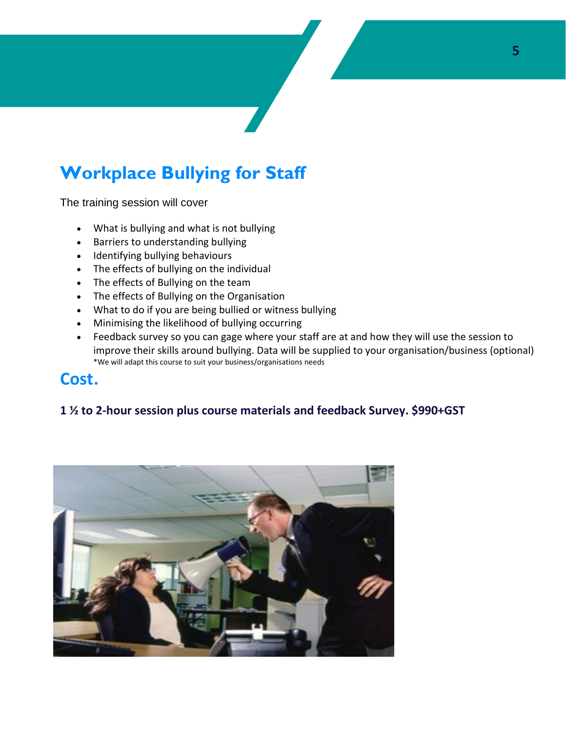# Workplace Bullying for Staff

The training session will cover

- What is bullying and what is not bullying
- Barriers to understanding bullying
- Identifying bullying behaviours
- The effects of bullying on the individual
- The effects of Bullying on the team
- The effects of Bullying on the Organisation
- What to do if you are being bullied or witness bullying
- Minimising the likelihood of bullying occurring
- Feedback survey so you can gage where your staff are at and how they will use the session to improve their skills around bullying. Data will be supplied to your organisation/business (optional)

*We will adapt this course to suit your business/organisations needs

## Cost.

**1 ½ to 2-hour session plus course materials and feedback Survey. $990+GST**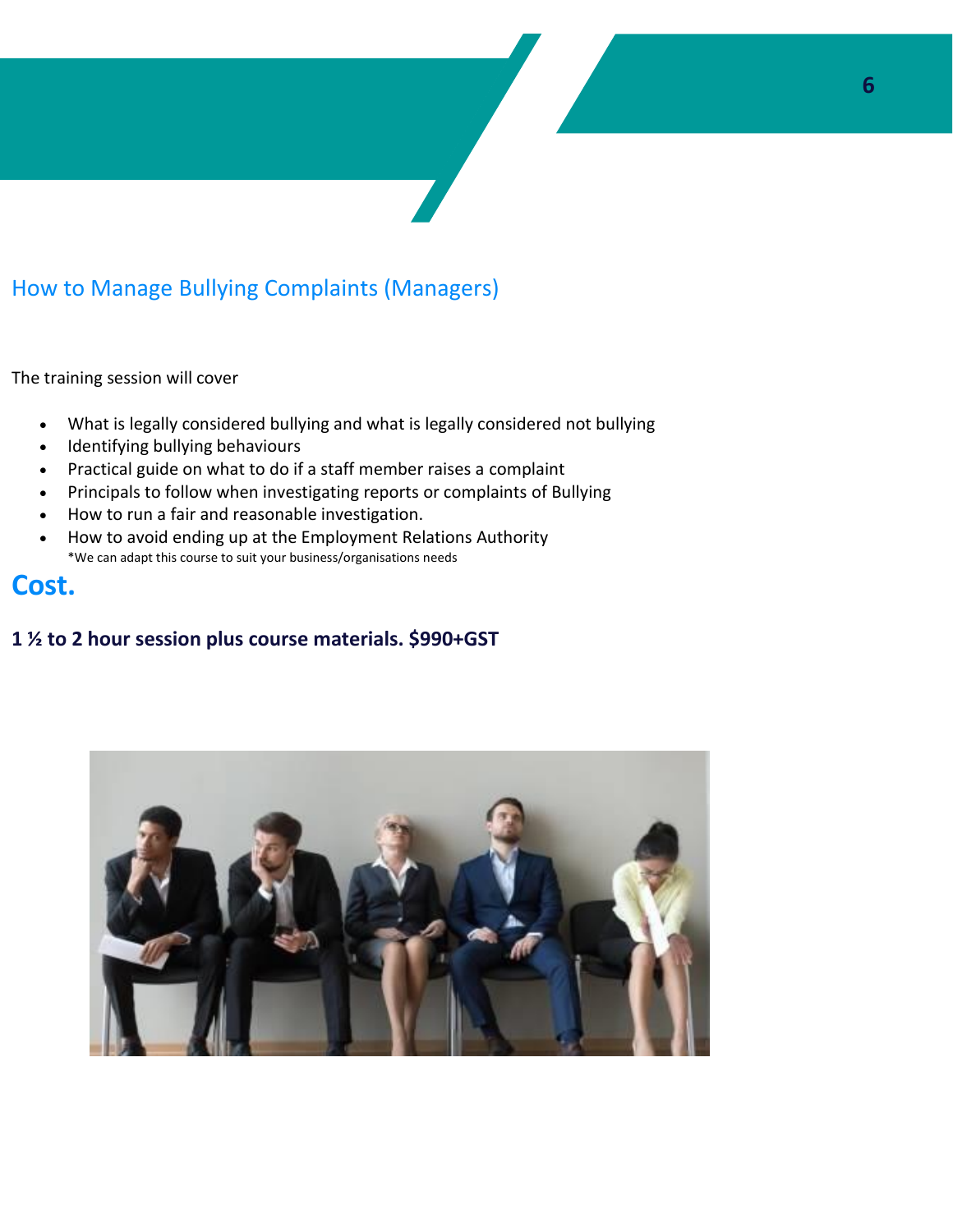## How to Manage Bullying Complaints (Managers)

The training session will cover

- What is legally considered bullying and what is legally considered not bullying
- Identifying bullying behaviours
- Practical guide on what to do if a staff member raises a complaint
- Principals to follow when investigating reports or complaints of Bullying
- How to run a fair and reasonable investigation.
- How to avoid ending up at the Employment Relations Authority

*We can adapt this course to suit your business/organisations needs

# Cost.

**1 ½ to 2 hour session plus course materials. $990+GST**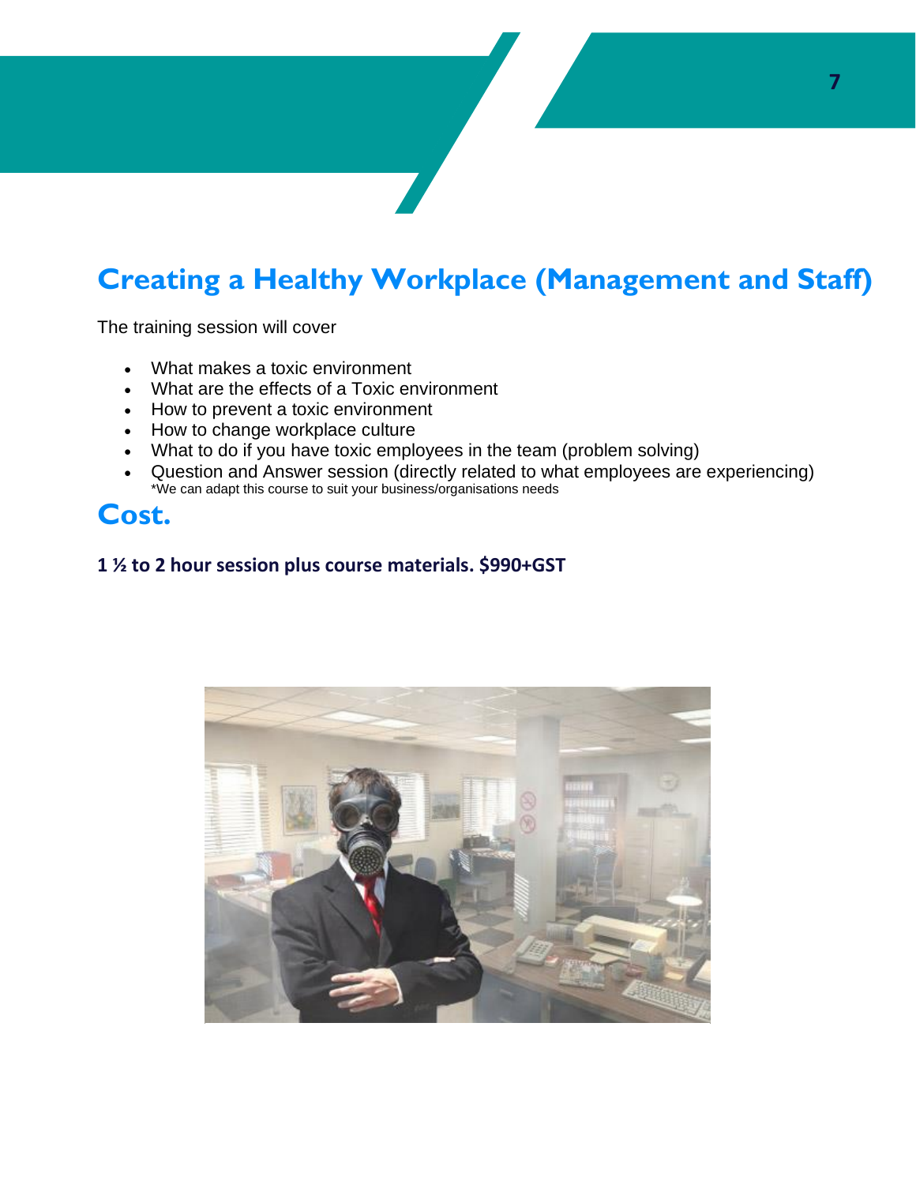# Creating a Healthy Workplace (Management and Staff)

The training session will cover

- What makes a toxic environment
- What are the effects of a Toxic environment
- How to prevent a toxic environment
- How to change workplace culture
- What to do if you have toxic employees in the team (problem solving)
- Question and Answer session (directly related to what employees are experiencing)
  *We can adapt this course to suit your business/organisations needs

## Cost.

**1 ½ to 2 hour session plus course materials. $990+GST**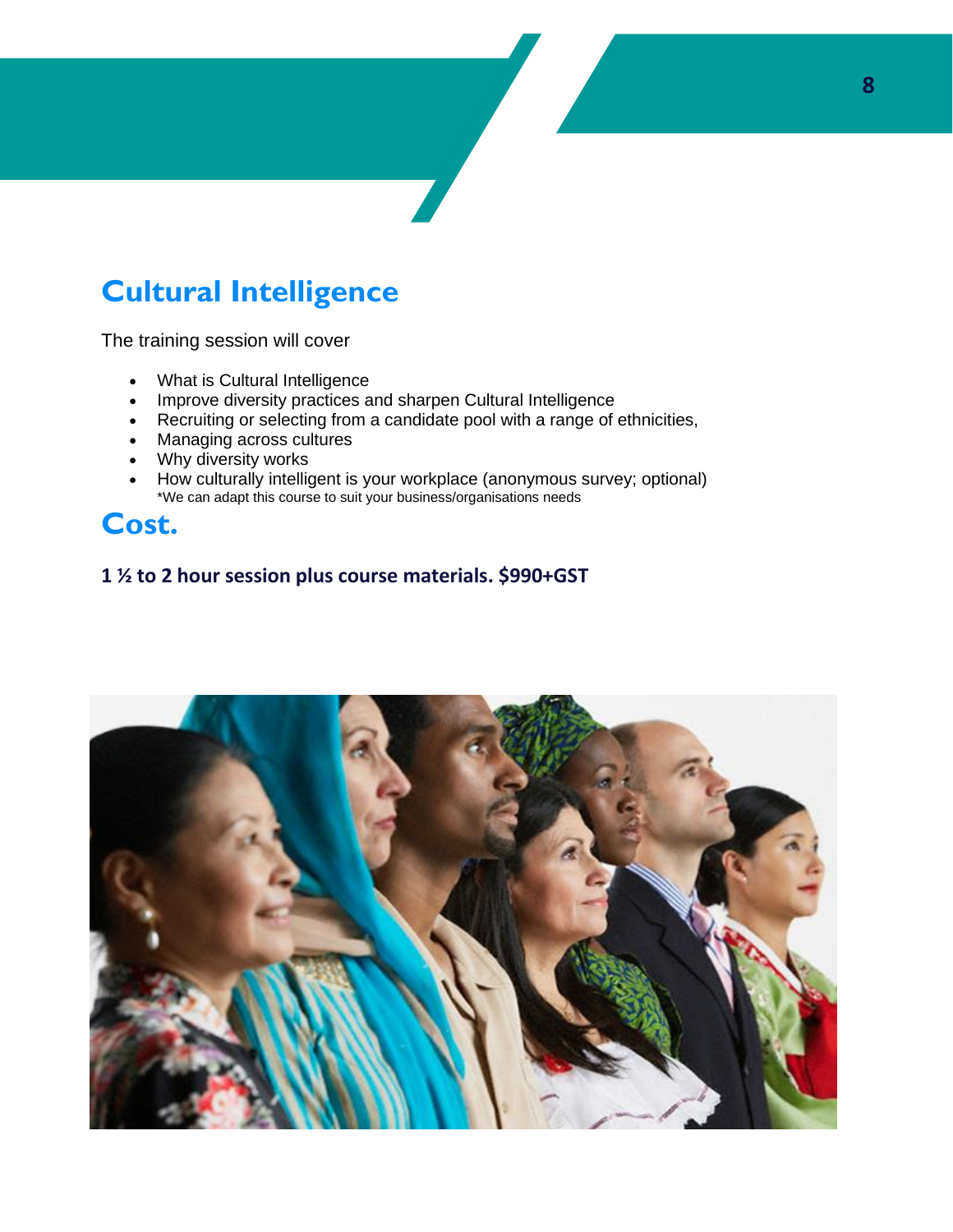# Cultural Intelligence

The training session will cover

- What is Cultural Intelligence
- Improve diversity practices and sharpen Cultural Intelligence
- Recruiting or selecting from a candidate pool with a range of ethnicities,
- Managing across cultures
- Why diversity works
- How culturally intelligent is your workplace (anonymous survey; optional)
  *We can adapt this course to suit your business/organisations needs

# Cost.

**1 ½ to 2 hour session plus course materials. $990+GST**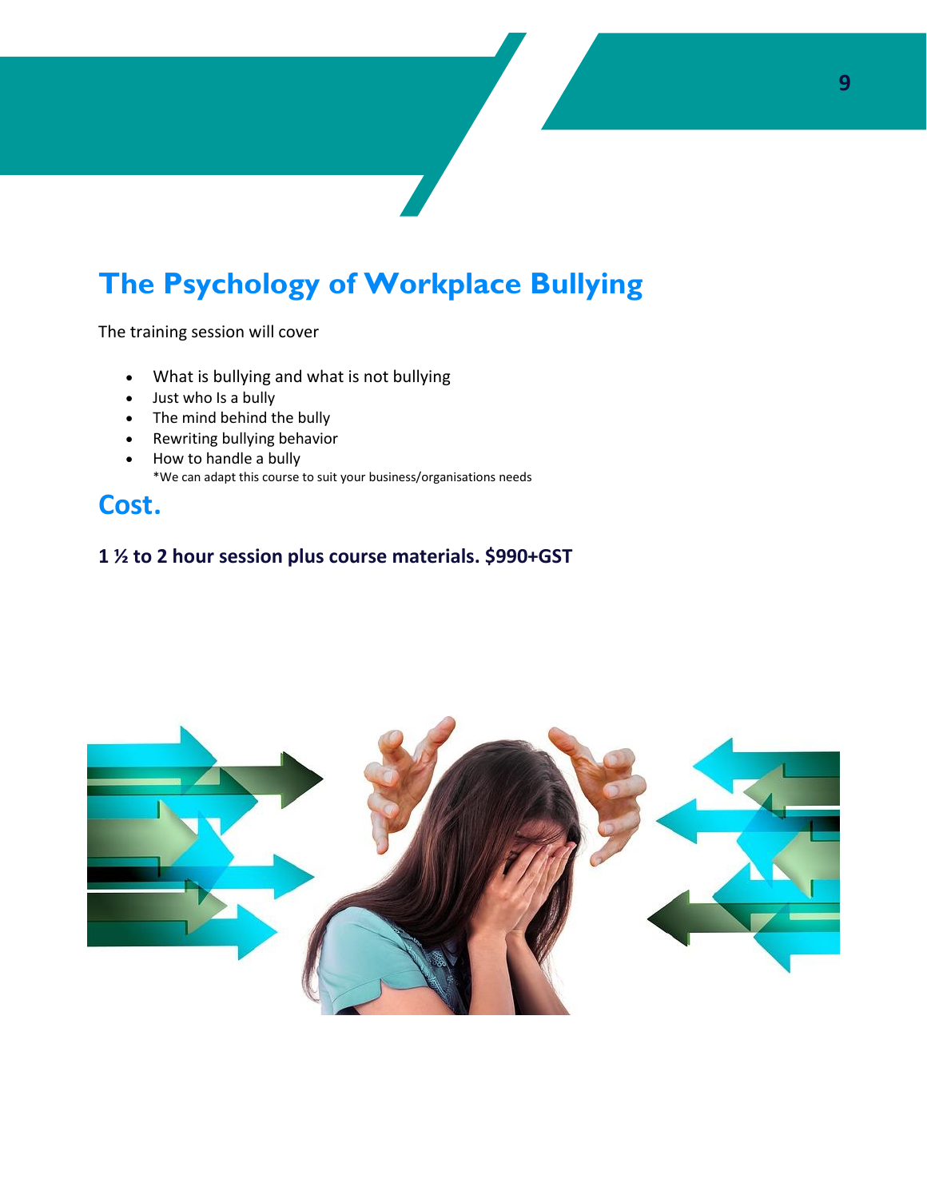# The Psychology of Workplace Bullying

The training session will cover

- What is bullying and what is not bullying
- Just who Is a bully
- The mind behind the bully
- Rewriting bullying behavior
- How to handle a bully

*We can adapt this course to suit your business/organisations needs

## Cost.

**1 ½ to 2 hour session plus course materials. $990+GST**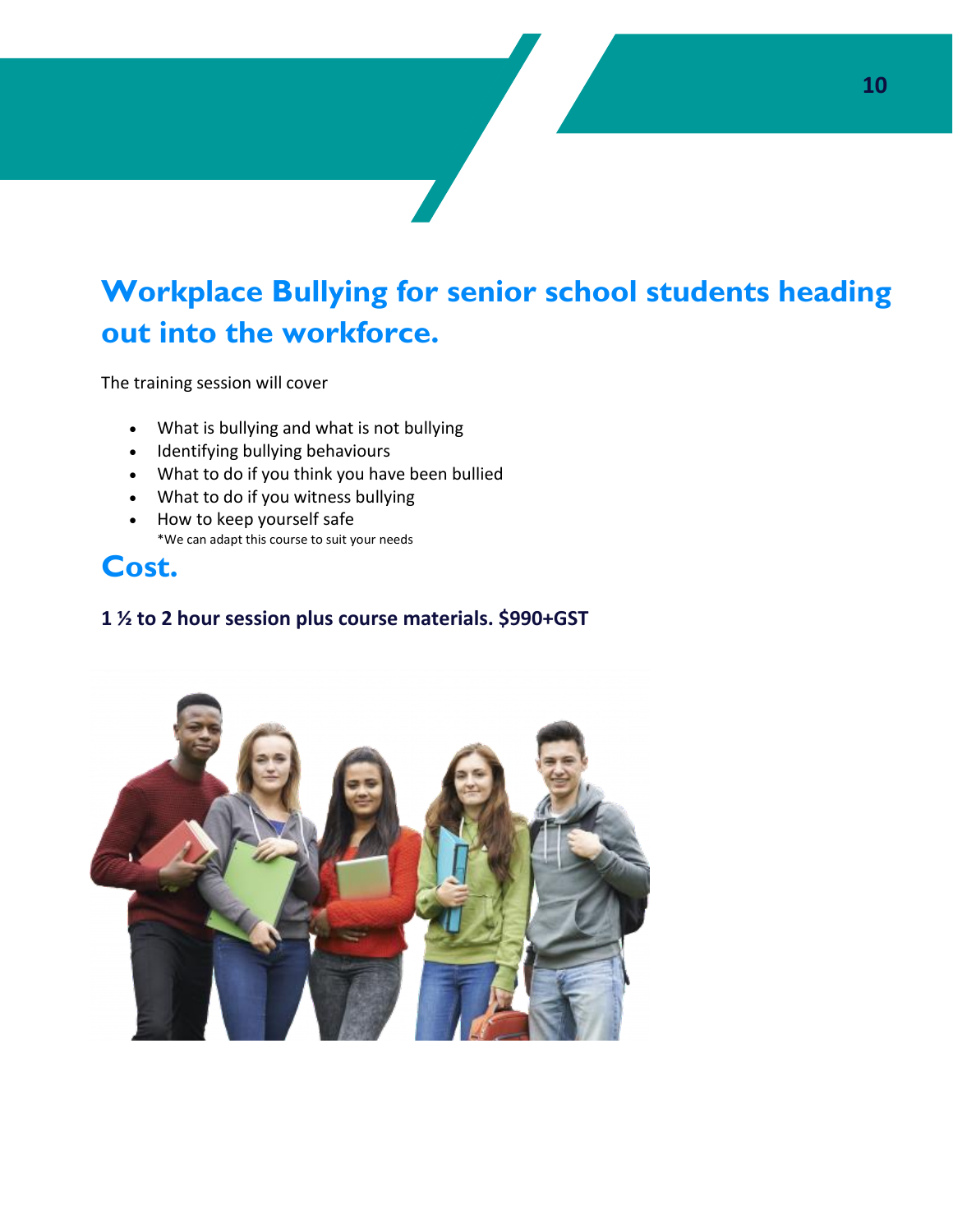# Workplace Bullying for senior school students heading out into the workforce.

The training session will cover

- What is bullying and what is not bullying
- Identifying bullying behaviours
- What to do if you think you have been bullied
- What to do if you witness bullying
- How to keep yourself safe

  *We can adapt this course to suit your needs

# Cost.

**1 ½ to 2 hour session plus course materials. $990+GST**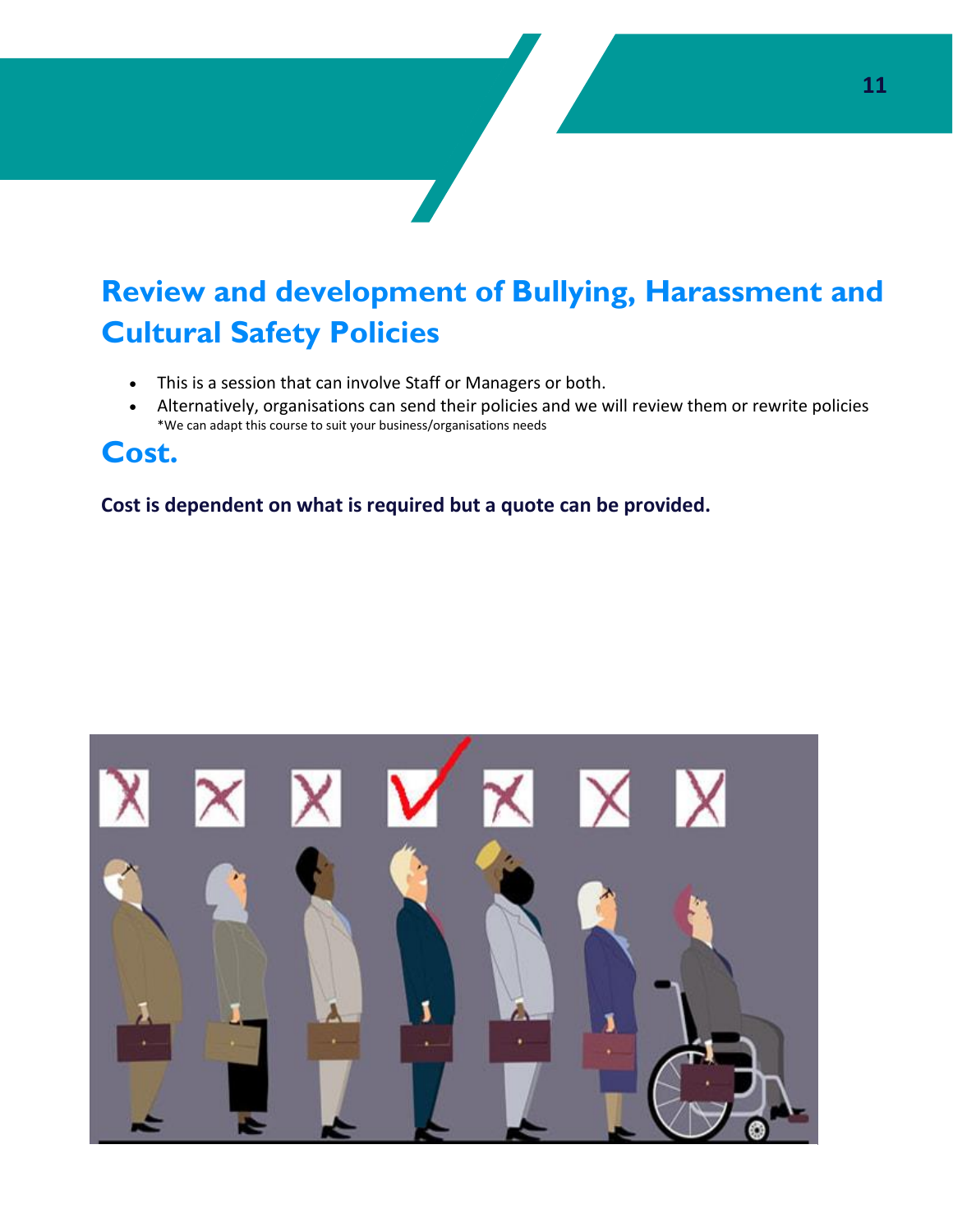# Review and development of Bullying, Harassment and Cultural Safety Policies

- This is a session that can involve Staff or Managers or both.
- Alternatively, organisations can send their policies and we will review them or rewrite policies

*We can adapt this course to suit your business/organisations needs

# Cost.

**Cost is dependent on what is required but a quote can be provided.**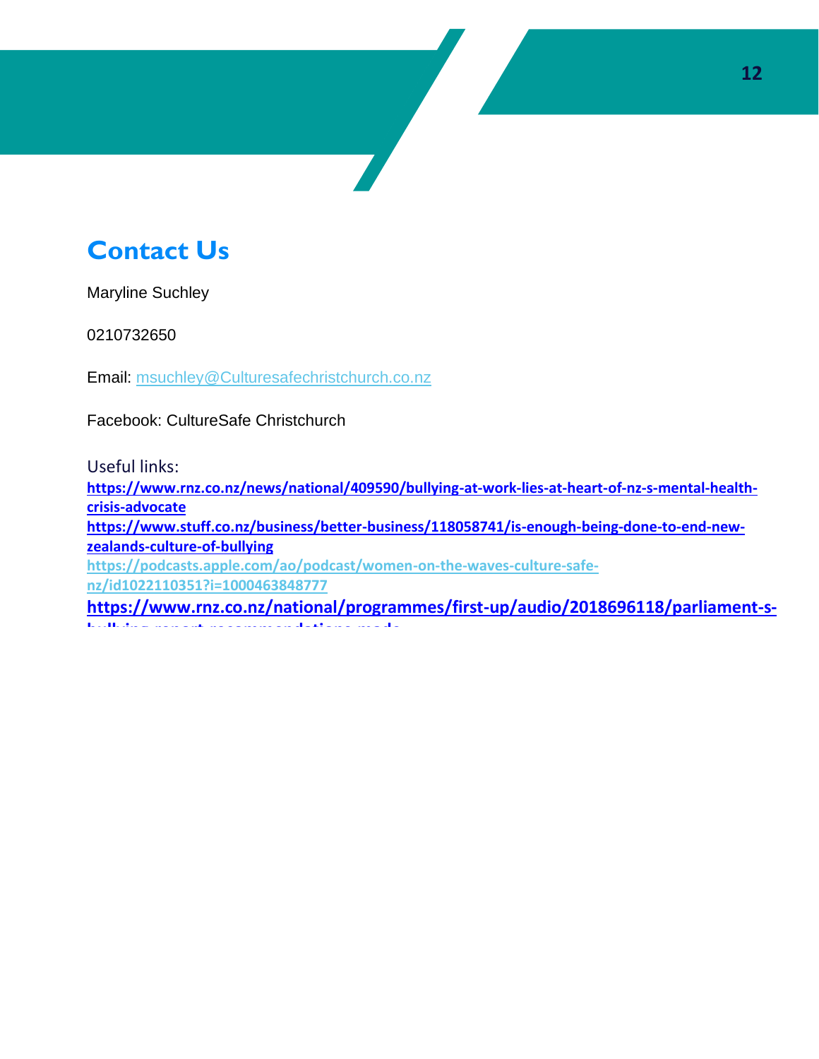# Contact Us

Maryline Suchley

0210732650

Email: msuchley@Culturesafechristchurch.co.nz

Facebook: CultureSafe Christchurch

Useful links:

https://www.rnz.co.nz/news/national/409590/bullying-at-work-lies-at-heart-of-nz-s-mental-health-crisis-advocate

https://www.stuff.co.nz/business/better-business/118058741/is-enough-being-done-to-end-new-zealands-culture-of-bullying

https://podcasts.apple.com/ao/podcast/women-on-the-waves-culture-safe-nz/id1022110351?i=1000463848777

https://www.rnz.co.nz/national/programmes/first-up/audio/2018696118/parliament-s-bullying-report-recommendations-made